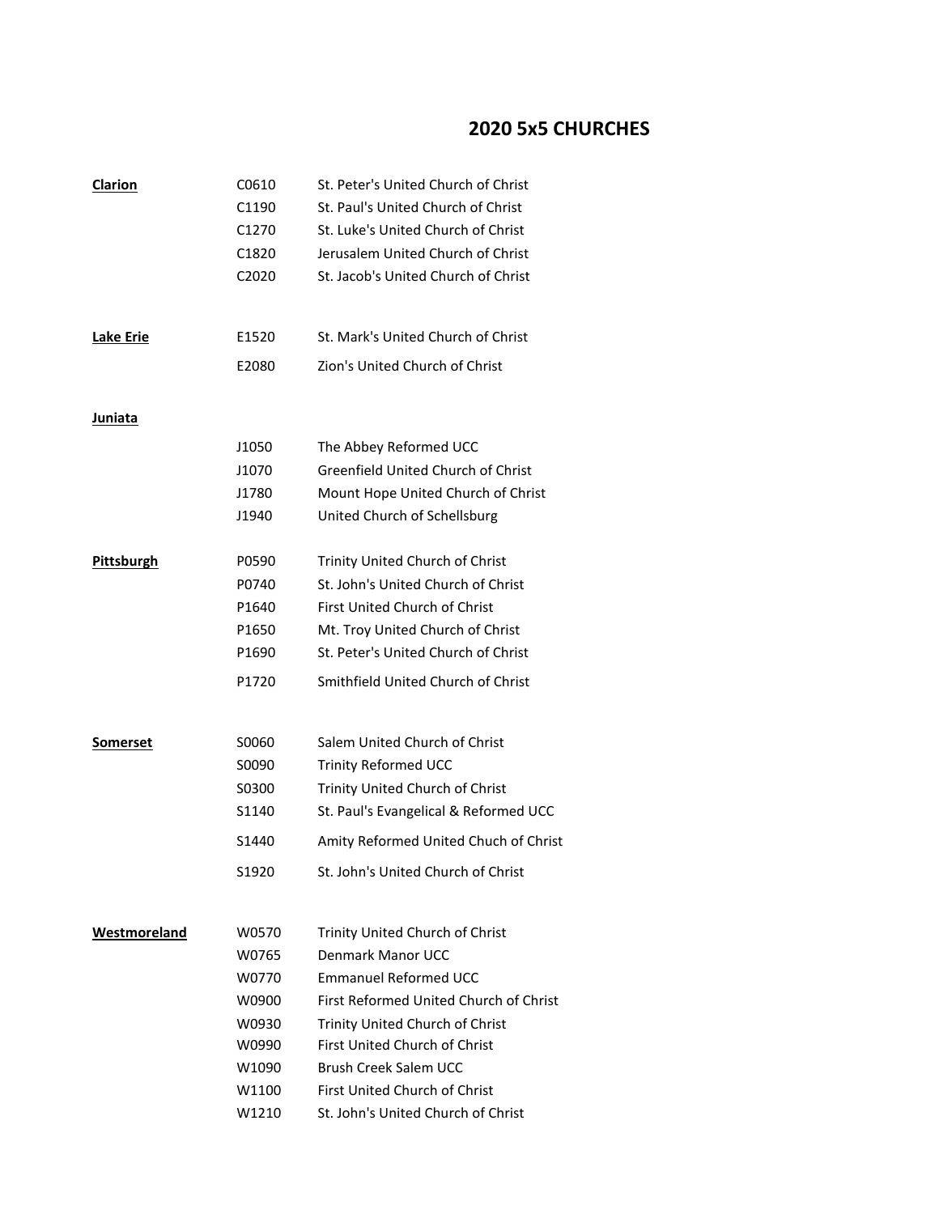# 2020 5x5 CHURCHES

| | | |
|---|---|---|
| **Clarion** | C0610 | St. Peter's United Church of Christ |
| | C1190 | St. Paul's United Church of Christ |
| | C1270 | St. Luke's United Church of Christ |
| | C1820 | Jerusalem United Church of Christ |
| | C2020 | St. Jacob's United Church of Christ |
| | | |
| **Lake Erie** | E1520 | St. Mark's United Church of Christ |
| | E2080 | Zion's United Church of Christ |
| | | |
| **Juniata** | | |
| | J1050 | The Abbey Reformed UCC |
| | J1070 | Greenfield United Church of Christ |
| | J1780 | Mount Hope United Church of Christ |
| | J1940 | United Church of Schellsburg |
| | | |
| **Pittsburgh** | P0590 | Trinity United Church of Christ |
| | P0740 | St. John's United Church of Christ |
| | P1640 | First United Church of Christ |
| | P1650 | Mt. Troy United Church of Christ |
| | P1690 | St. Peter's United Church of Christ |
| | P1720 | Smithfield United Church of Christ |
| | | |
| **Somerset** | S0060 | Salem United Church of Christ |
| | S0090 | Trinity Reformed UCC |
| | S0300 | Trinity United Church of Christ |
| | S1140 | St. Paul's Evangelical & Reformed UCC |
| | S1440 | Amity Reformed United Chuch of Christ |
| | S1920 | St. John's United Church of Christ |
| | | |
| **Westmoreland** | W0570 | Trinity United Church of Christ |
| | W0765 | Denmark Manor UCC |
| | W0770 | Emmanuel Reformed UCC |
| | W0900 | First Reformed United Church of Christ |
| | W0930 | Trinity United Church of Christ |
| | W0990 | First United Church of Christ |
| | W1090 | Brush Creek Salem UCC |
| | W1100 | First United Church of Christ |
| | W1210 | St. John's United Church of Christ |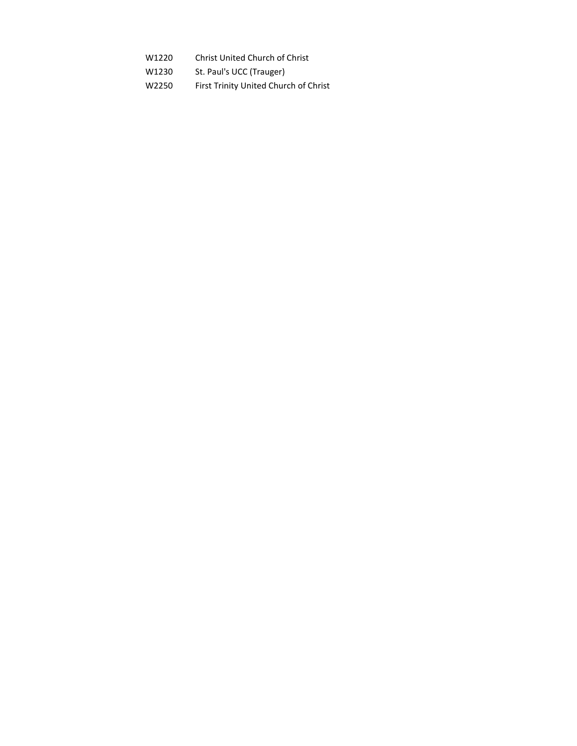| | |
|---|---|
| W1220 | Christ United Church of Christ |
| W1230 | St. Paul's UCC (Trauger) |
| W2250 | First Trinity United Church of Christ |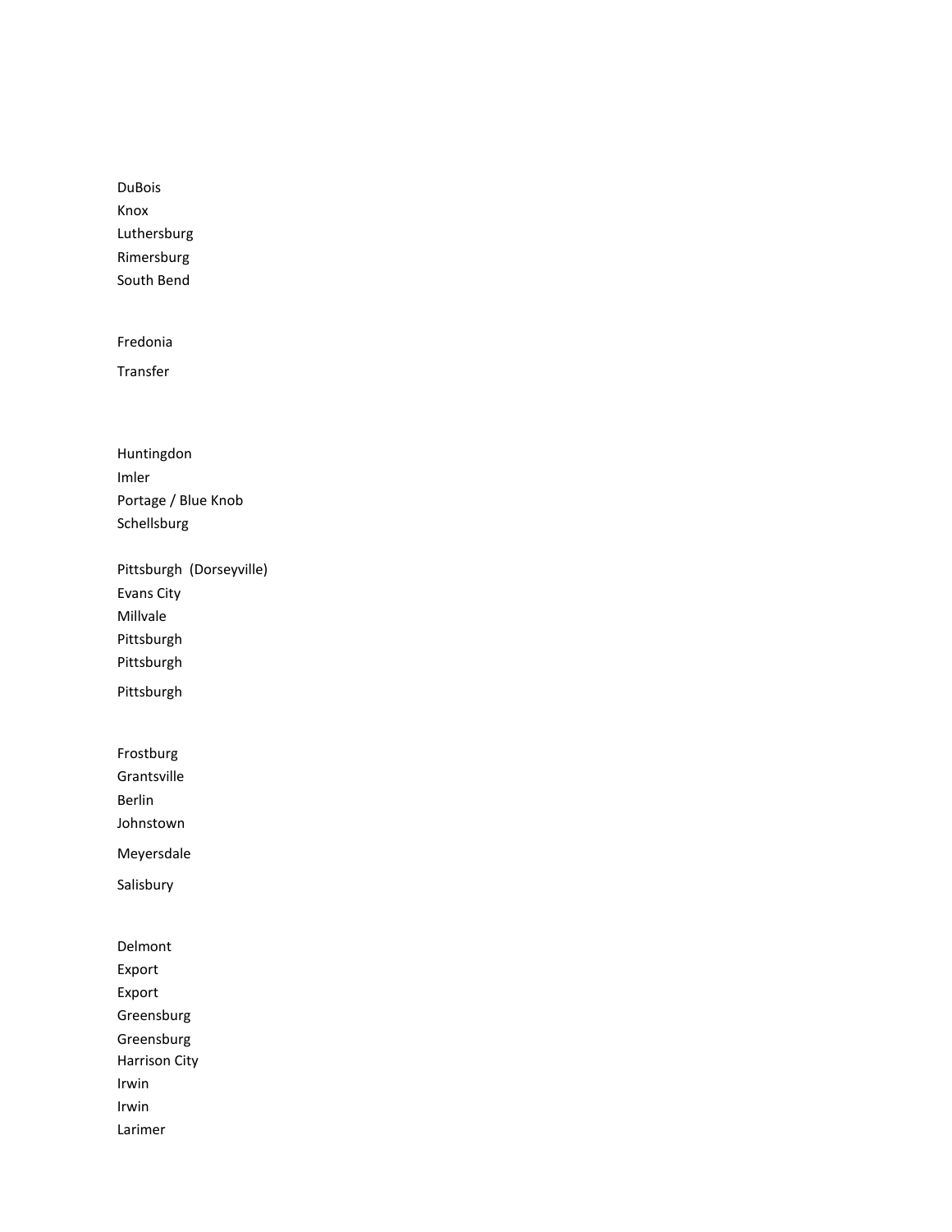DuBois
Knox
Luthersburg
Rimersburg
South Bend

Fredonia

Transfer

Huntingdon
Imler
Portage / Blue Knob
Schellsburg

Pittsburgh (Dorseyville)
Evans City
Millvale
Pittsburgh
Pittsburgh

Pittsburgh

Frostburg
Grantsville
Berlin
Johnstown

Meyersdale

Salisbury

Delmont
Export
Export
Greensburg
Greensburg
Harrison City
Irwin
Irwin
Larimer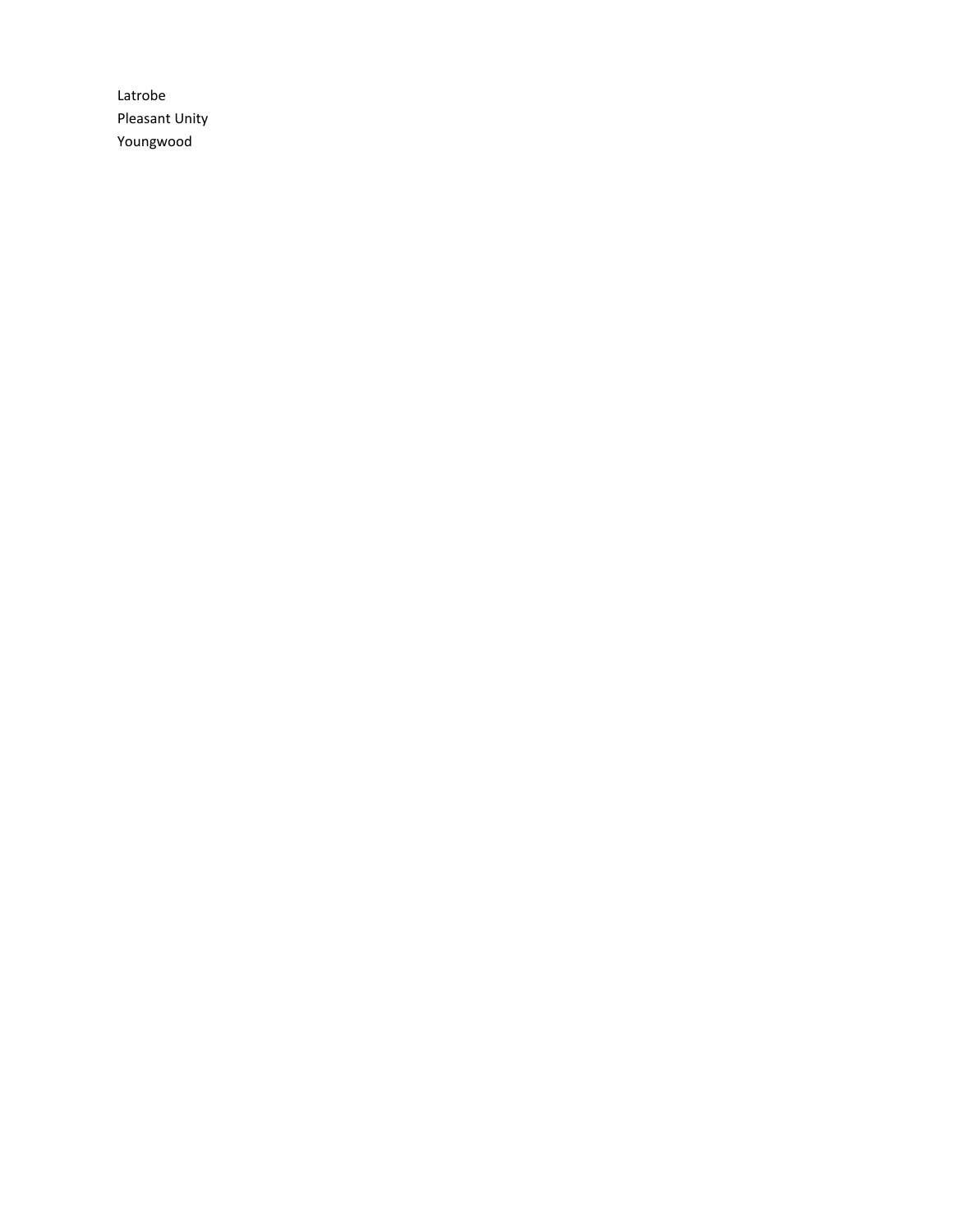Latrobe
Pleasant Unity
Youngwood